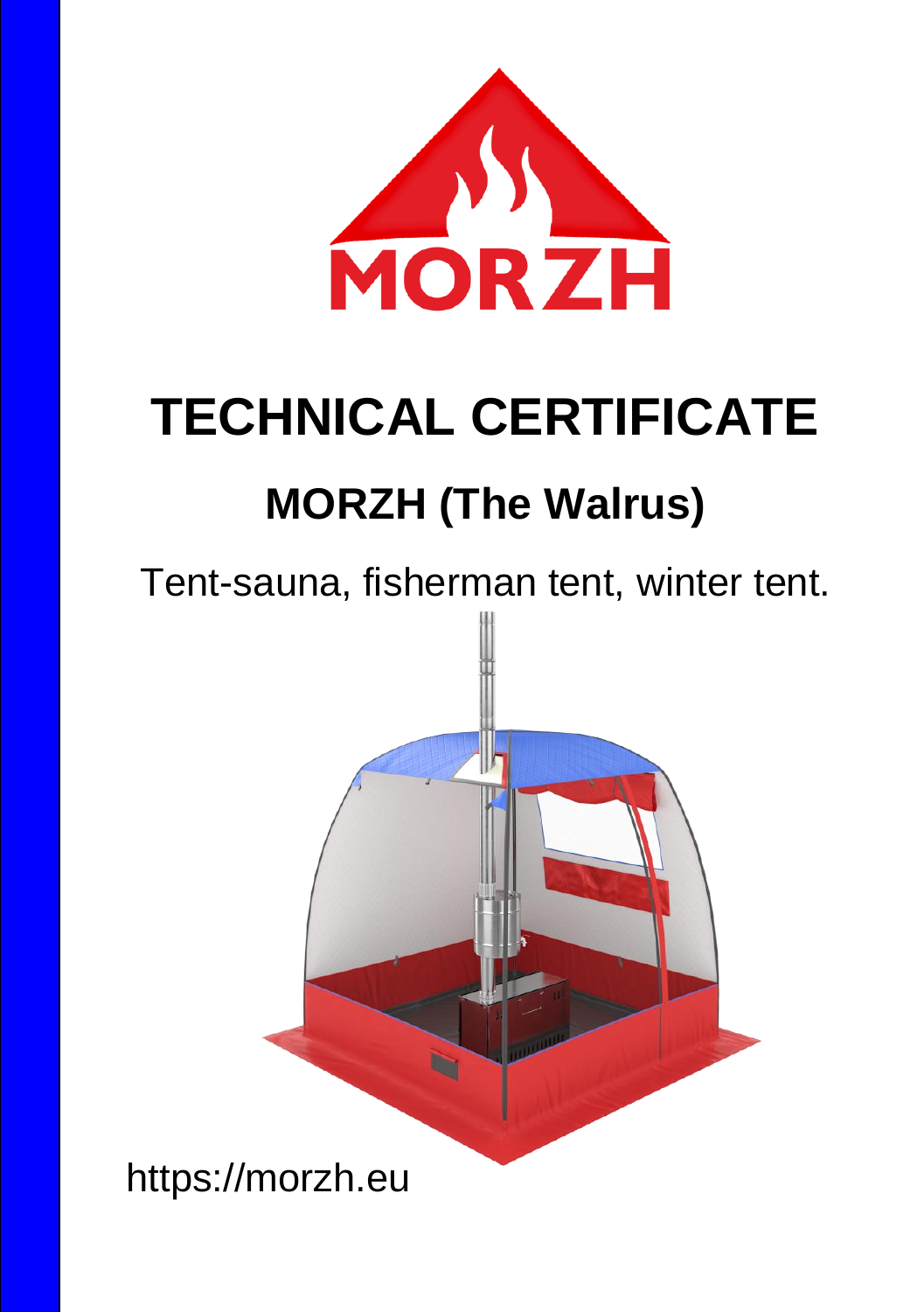MORZH

# TECHNICAL CERTIFICATE

## MORZH (The Walrus)

Tent-sauna, fisherman tent, winter tent.

https://morzh.eu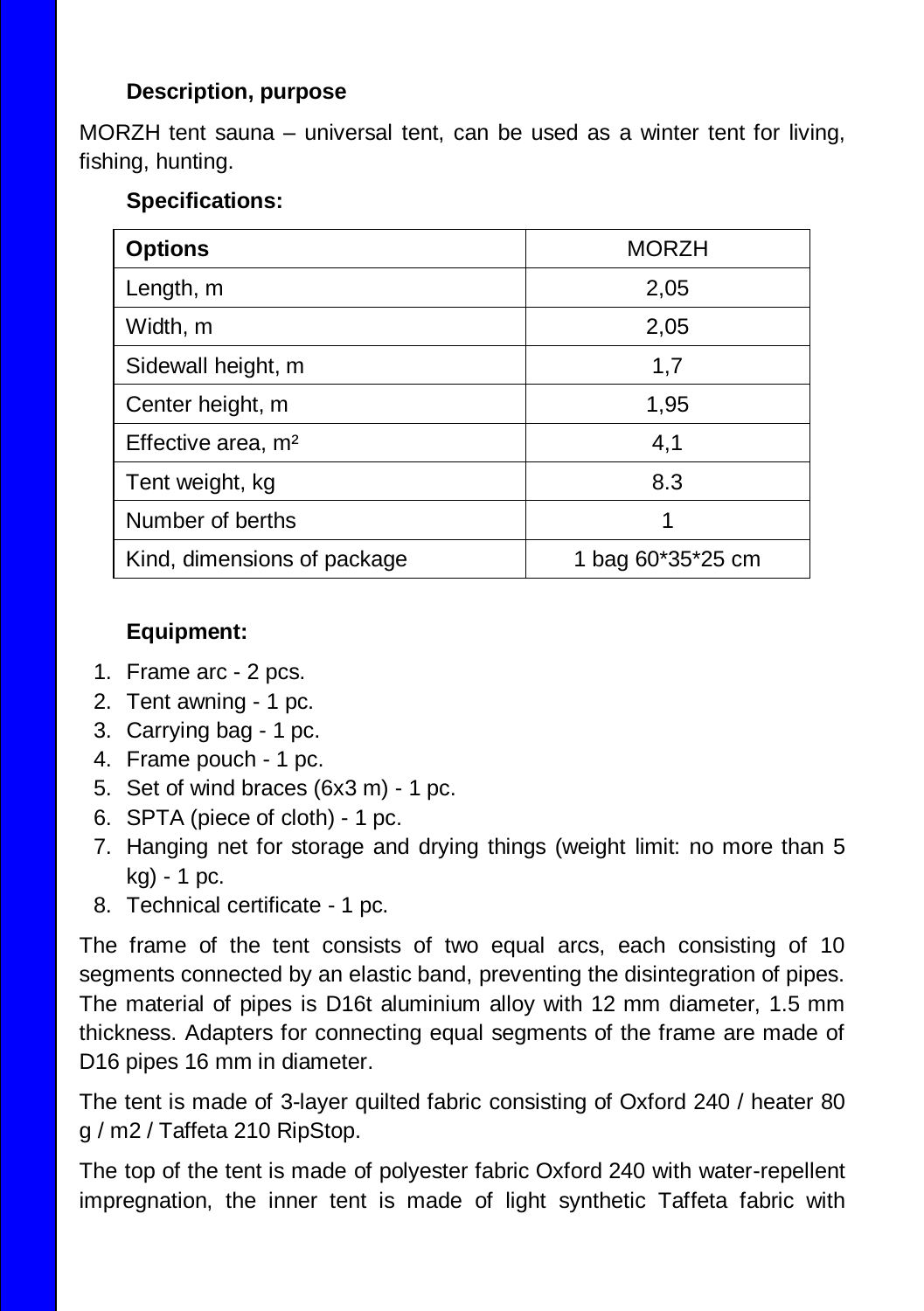**Description, purpose**

MORZH tent sauna – universal tent, can be used as a winter tent for living, fishing, hunting.

**Specifications:**

| **Options** | MORZH |
|---|---|
| Length, m | 2,05 |
| Width, m | 2,05 |
| Sidewall height, m | 1,7 |
| Center height, m | 1,95 |
| Effective area, m² | 4,1 |
| Tent weight, kg | 8.3 |
| Number of berths | 1 |
| Kind, dimensions of package | 1 bag 60*35*25 cm |

**Equipment:**

1. Frame arc - 2 pcs.
2. Tent awning - 1 pc.
3. Carrying bag - 1 pc.
4. Frame pouch - 1 pc.
5. Set of wind braces (6x3 m) - 1 pc.
6. SPTA (piece of cloth) - 1 pc.
7. Hanging net for storage and drying things (weight limit: no more than 5 kg) - 1 pc.
8. Technical certificate - 1 pc.

The frame of the tent consists of two equal arcs, each consisting of 10 segments connected by an elastic band, preventing the disintegration of pipes. The material of pipes is D16t aluminium alloy with 12 mm diameter, 1.5 mm thickness. Adapters for connecting equal segments of the frame are made of D16 pipes 16 mm in diameter.

The tent is made of 3-layer quilted fabric consisting of Oxford 240 / heater 80 g / m2 / Taffeta 210 RipStop.

The top of the tent is made of polyester fabric Oxford 240 with water-repellent impregnation, the inner tent is made of light synthetic Taffeta fabric with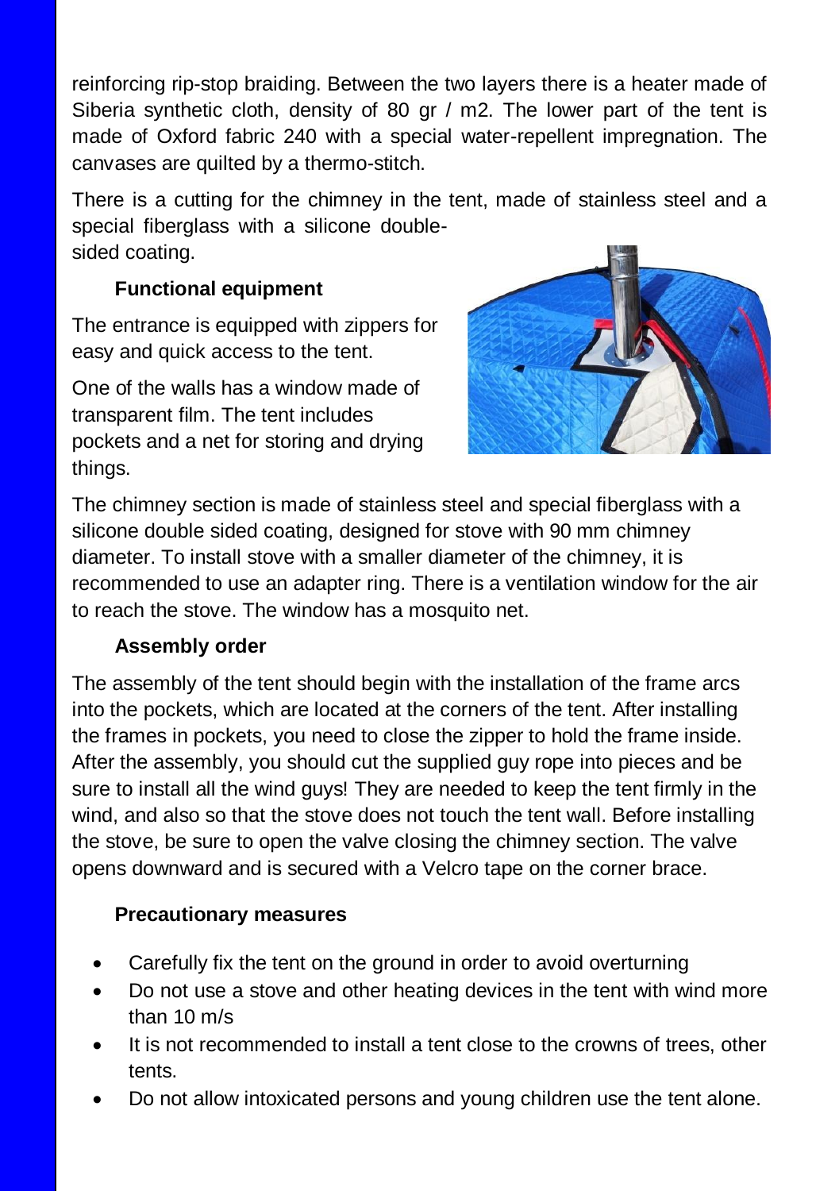reinforcing rip-stop braiding. Between the two layers there is a heater made of Siberia synthetic cloth, density of 80 gr / m2. The lower part of the tent is made of Oxford fabric 240 with a special water-repellent impregnation. The canvases are quilted by a thermo-stitch.

There is a cutting for the chimney in the tent, made of stainless steel and a special fiberglass with a silicone double-sided coating.

### Functional equipment

The entrance is equipped with zippers for easy and quick access to the tent.

One of the walls has a window made of transparent film. The tent includes pockets and a net for storing and drying things.

The chimney section is made of stainless steel and special fiberglass with a silicone double sided coating, designed for stove with 90 mm chimney diameter. To install stove with a smaller diameter of the chimney, it is recommended to use an adapter ring. There is a ventilation window for the air to reach the stove. The window has a mosquito net.

### Assembly order

The assembly of the tent should begin with the installation of the frame arcs into the pockets, which are located at the corners of the tent. After installing the frames in pockets, you need to close the zipper to hold the frame inside. After the assembly, you should cut the supplied guy rope into pieces and be sure to install all the wind guys! They are needed to keep the tent firmly in the wind, and also so that the stove does not touch the tent wall. Before installing the stove, be sure to open the valve closing the chimney section. The valve opens downward and is secured with a Velcro tape on the corner brace.

### Precautionary measures

- Carefully fix the tent on the ground in order to avoid overturning
- Do not use a stove and other heating devices in the tent with wind more than 10 m/s
- It is not recommended to install a tent close to the crowns of trees, other tents.
- Do not allow intoxicated persons and young children use the tent alone.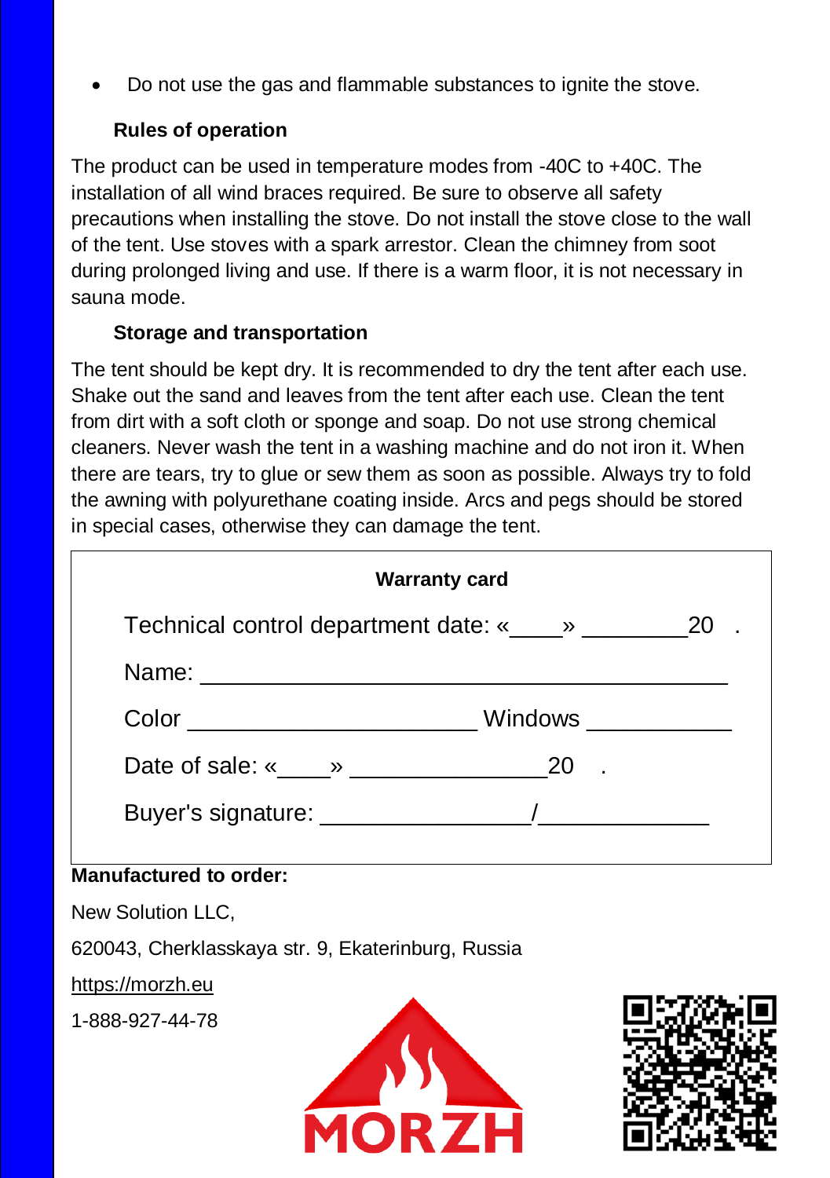- Do not use the gas and flammable substances to ignite the stove.

### Rules of operation

The product can be used in temperature modes from -40C to +40C. The installation of all wind braces required. Be sure to observe all safety precautions when installing the stove. Do not install the stove close to the wall of the tent. Use stoves with a spark arrestor. Clean the chimney from soot during prolonged living and use. If there is a warm floor, it is not necessary in sauna mode.

### Storage and transportation

The tent should be kept dry. It is recommended to dry the tent after each use. Shake out the sand and leaves from the tent after each use. Clean the tent from dirt with a soft cloth or sponge and soap. Do not use strong chemical cleaners. Never wash the tent in a washing machine and do not iron it. When there are tears, try to glue or sew them as soon as possible. Always try to fold the awning with polyurethane coating inside. Arcs and pegs should be stored in special cases, otherwise they can damage the tent.

**Warranty card**

Technical control department date: «____» ________20 .

Name: ________________________________________

Color ______________________ Windows ___________

Date of sale: «____» _______________20 .

Buyer's signature: ________________/_____________

**Manufactured to order:**

New Solution LLC,

620043, Cherklasskaya str. 9, Ekaterinburg, Russia

https://morzh.eu

1-888-927-44-78

MORZH